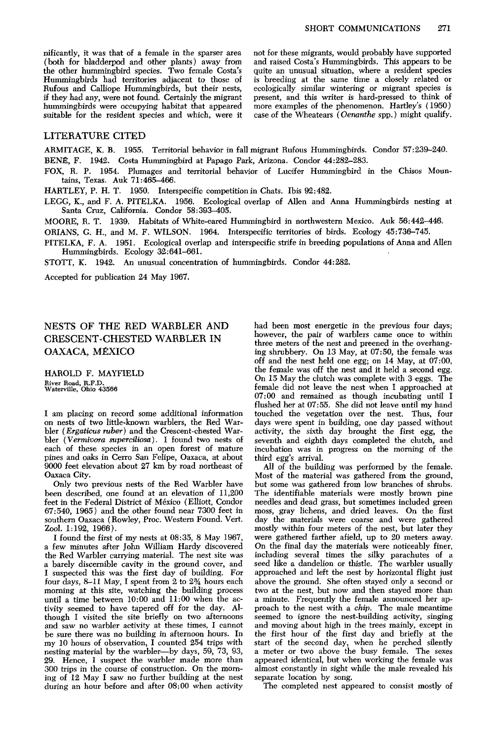nificantly, it was that of a female in the sparser area (both for bladderpod and other plants) away from the other hummingbird species. Two female Costa's Hummingbirds had territories adjacent to those of Rufous and Calliope Hummingbirds, but their nests, if they had any, were not found. Certainly the migrant hummingbirds were occupying habitat that appeared suitable for the resident species and which, were it not for these migrants, would probably have supported and raised Costa's Hummingbirds. This appears to be quite an unusual situation, where a resident species is breeding at the same time a closely related or ecologically similar wintering or migrant species is present, and this writer is hard-pressed to think of more examples of the phenomenon. Hartley's (1950) case of the Wheatears (*Oenanthe* spp.) might qualify.

## LITERATURE CITED

ARMITAGE, K. B. 1955. Territorial behavior in fall migrant Rufous Hummingbirds. Condor 57:239–240.

BENÉ, F. 1942. Costa Hummingbird at Papago Park, Arizona. Condor 44:282–283.

FOX, R. P. 1954. Plumages and territorial behavior of Lucifer Hummingbird in the Chisos Mountains, Texas. Auk 71:465–466.

HARTLEY, P. H. T. 1950. Interspecific competition in Chats. Ibis 92:482.

LEGG, K., and F. A. PITELKA. 1956. Ecological overlap of Allen and Anna Hummingbirds nesting at Santa Cruz, California. Condor 58:393–405.

MOORE, R. T. 1939. Habitats of White-eared Hummingbird in northwestern Mexico. Auk 56:442–446.

ORIANS, G. H., and M. F. WILSON. 1964. Interspecific territories of birds. Ecology 45:736–745.

PITELKA, F. A. 1951. Ecological overlap and interspecific strife in breeding populations of Anna and Allen Hummingbirds. Ecology 32:641–661.

STOTT, K. 1942. An unusual concentration of hummingbirds. Condor 44:282.

Accepted for publication 24 May 1967.

# NESTS OF THE RED WARBLER AND CRESCENT-CHESTED WARBLER IN OAXACA, MÉXICO

HAROLD F. MAYFIELD
River Road, R.F.D.
Waterville, Ohio 43566

I am placing on record some additional information on nests of two little-known warblers, the Red Warbler (*Ergaticus ruber*) and the Crescent-chested Warbler (*Vermivora superciliosa*). I found two nests of each of these species in an open forest of mature pines and oaks in Cerro San Felipe, Oaxaca, at about 9000 feet elevation about 27 km by road northeast of Oaxaca City.

Only two previous nests of the Red Warbler have been described, one found at an elevation of 11,200 feet in the Federal District of México (Elliott, Condor 67:540, 1965) and the other found near 7300 feet in southern Oaxaca (Rowley, Proc. Western Found. Vert. Zool. 1:192, 1966).

I found the first of my nests at 08:35, 8 May 1967, a few minutes after John William Hardy discovered the Red Warbler carrying material. The nest site was a barely discernible cavity in the ground cover, and I suspected this was the first day of building. For four days, 8–11 May, I spent from 2 to 2¾ hours each morning at this site, watching the building process until a time between 10:00 and 11:00 when the activity seemed to have tapered off for the day. Although I visited the site briefly on two afternoons and saw no warbler activity at these times, I cannot be sure there was no building in afternoon hours. In my 10 hours of observation, I counted 254 trips with nesting material by the warbler—by days, 59, 73, 93, 29. Hence, I suspect the warbler made more than 300 trips in the course of construction. On the morning of 12 May I saw no further building at the nest during an hour before and after 08:00 when activity had been most energetic in the previous four days; however, the pair of warblers came once to within three meters of the nest and preened in the overhanging shrubbery. On 13 May, at 07:50, the female was off and the nest held one egg; on 14 May, at 07:00, the female was off the nest and it held a second egg. On 15 May the clutch was complete with 3 eggs. The female did not leave the nest when I approached at 07:00 and remained as though incubating until I flushed her at 07:55. She did not leave until my hand touched the vegetation over the nest. Thus, four days were spent in building, one day passed without activity, the sixth day brought the first egg, the seventh and eighth days completed the clutch, and incubation was in progress on the morning of the third egg's arrival.

All of the building was performed by the female. Most of the material was gathered from the ground, but some was gathered from low branches of shrubs. The identifiable materials were mostly brown pine needles and dead grass, but sometimes included green moss, gray lichens, and dried leaves. On the first day the materials were coarse and were gathered mostly within four meters of the nest, but later they were gathered farther afield, up to 20 meters away. On the final day the materials were noticeably finer, including several times the silky parachutes of a seed like a dandelion or thistle. The warbler usually approached and left the nest by horizontal flight just above the ground. She often stayed only a second or two at the nest, but now and then stayed more than a minute. Frequently the female announced her approach to the nest with a *chip*. The male meantime seemed to ignore the nest-building activity, singing and moving about high in the trees mainly, except in the first hour of the first day and briefly at the start of the second day, when he perched silently a meter or two above the busy female. The sexes appeared identical, but when working the female was almost constantly in sight while the male revealed his separate location by song.

The completed nest appeared to consist mostly of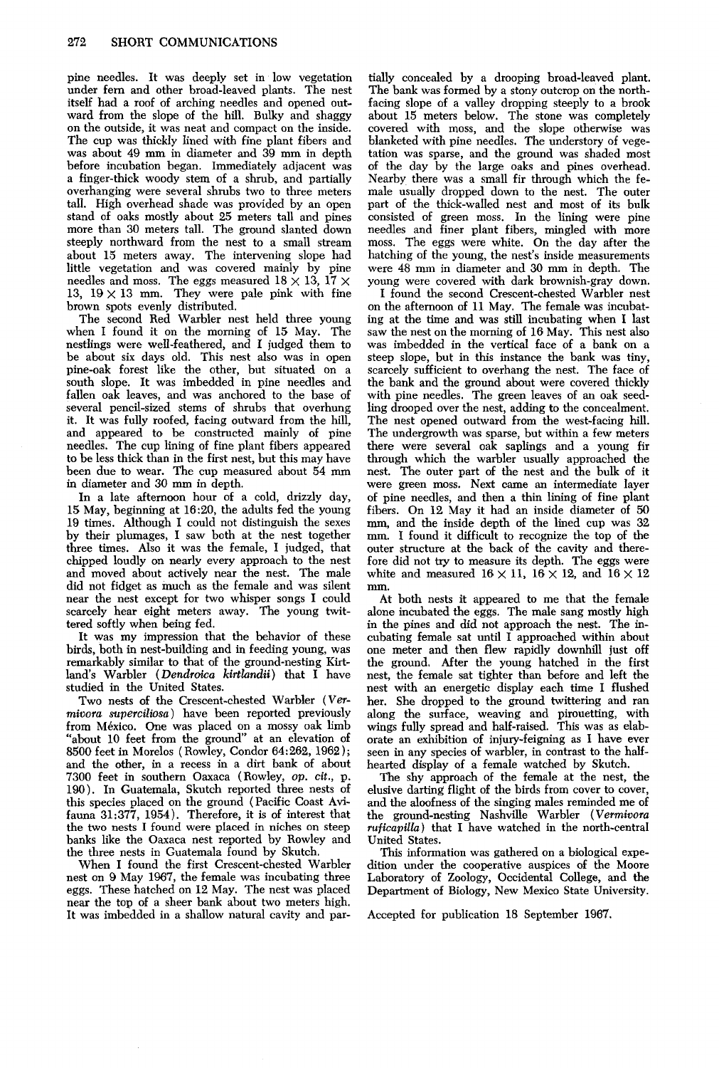pine needles. It was deeply set in low vegetation under fern and other broad-leaved plants. The nest itself had a roof of arching needles and opened outward from the slope of the hill. Bulky and shaggy on the outside, it was neat and compact on the inside. The cup was thickly lined with fine plant fibers and was about 49 mm in diameter and 39 mm in depth before incubation began. Immediately adjacent was a finger-thick woody stem of a shrub, and partially overhanging were several shrubs two to three meters tall. High overhead shade was provided by an open stand of oaks mostly about 25 meters tall and pines more than 30 meters tall. The ground slanted down steeply northward from the nest to a small stream about 15 meters away. The intervening slope had little vegetation and was covered mainly by pine needles and moss. The eggs measured 18 × 13, 17 × 13, 19 × 13 mm. They were pale pink with fine brown spots evenly distributed.

The second Red Warbler nest held three young when I found it on the morning of 15 May. The nestlings were well-feathered, and I judged them to be about six days old. This nest also was in open pine-oak forest like the other, but situated on a south slope. It was imbedded in pine needles and fallen oak leaves, and was anchored to the base of several pencil-sized stems of shrubs that overhung it. It was fully roofed, facing outward from the hill, and appeared to be constructed mainly of pine needles. The cup lining of fine plant fibers appeared to be less thick than in the first nest, but this may have been due to wear. The cup measured about 54 mm in diameter and 30 mm in depth.

In a late afternoon hour of a cold, drizzly day, 15 May, beginning at 16:20, the adults fed the young 19 times. Although I could not distinguish the sexes by their plumages, I saw both at the nest together three times. Also it was the female, I judged, that chipped loudly on nearly every approach to the nest and moved about actively near the nest. The male did not fidget as much as the female and was silent near the nest except for two whisper songs I could scarcely hear eight meters away. The young twittered softly when being fed.

It was my impression that the behavior of these birds, both in nest-building and in feeding young, was remarkably similar to that of the ground-nesting Kirtland's Warbler (*Dendroica kirtlandii*) that I have studied in the United States.

Two nests of the Crescent-chested Warbler (*Vermivora superciliosa*) have been reported previously from México. One was placed on a mossy oak limb "about 10 feet from the ground" at an elevation of 8500 feet in Morelos (Rowley, Condor 64:262, 1962); and the other, in a recess in a dirt bank of about 7300 feet in southern Oaxaca (Rowley, *op. cit.*, p. 190). In Guatemala, Skutch reported three nests of this species placed on the ground (Pacific Coast Avifauna 31:377, 1954). Therefore, it is of interest that the two nests I found were placed in niches on steep banks like the Oaxaca nest reported by Rowley and the three nests in Guatemala found by Skutch.

When I found the first Crescent-chested Warbler nest on 9 May 1967, the female was incubating three eggs. These hatched on 12 May. The nest was placed near the top of a sheer bank about two meters high. It was imbedded in a shallow natural cavity and partially concealed by a drooping broad-leaved plant. The bank was formed by a stony outcrop on the north-facing slope of a valley dropping steeply to a brook about 15 meters below. The stone was completely covered with moss, and the slope otherwise was blanketed with pine needles. The understory of vegetation was sparse, and the ground was shaded most of the day by the large oaks and pines overhead. Nearby there was a small fir through which the female usually dropped down to the nest. The outer part of the thick-walled nest and most of its bulk consisted of green moss. In the lining were pine needles and finer plant fibers, mingled with more moss. The eggs were white. On the day after the hatching of the young, the nest's inside measurements were 48 mm in diameter and 30 mm in depth. The young were covered with dark brownish-gray down.

I found the second Crescent-chested Warbler nest on the afternoon of 11 May. The female was incubating at the time and was still incubating when I last saw the nest on the morning of 16 May. This nest also was imbedded in the vertical face of a bank on a steep slope, but in this instance the bank was tiny, scarcely sufficient to overhang the nest. The face of the bank and the ground about were covered thickly with pine needles. The green leaves of an oak seedling drooped over the nest, adding to the concealment. The nest opened outward from the west-facing hill. The undergrowth was sparse, but within a few meters there were several oak saplings and a young fir through which the warbler usually approached the nest. The outer part of the nest and the bulk of it were green moss. Next came an intermediate layer of pine needles, and then a thin lining of fine plant fibers. On 12 May it had an inside diameter of 50 mm, and the inside depth of the lined cup was 32 mm. I found it difficult to recognize the top of the outer structure at the back of the cavity and therefore did not try to measure its depth. The eggs were white and measured 16 × 11, 16 × 12, and 16 × 12 mm.

At both nests it appeared to me that the female alone incubated the eggs. The male sang mostly high in the pines and did not approach the nest. The incubating female sat until I approached within about one meter and then flew rapidly downhill just off the ground. After the young hatched in the first nest, the female sat tighter than before and left the nest with an energetic display each time I flushed her. She dropped to the ground twittering and ran along the surface, weaving and pirouetting, with wings fully spread and half-raised. This was as elaborate an exhibition of injury-feigning as I have ever seen in any species of warbler, in contrast to the half-hearted display of a female watched by Skutch.

The shy approach of the female at the nest, the elusive darting flight of the birds from cover to cover, and the aloofness of the singing males reminded me of the ground-nesting Nashville Warbler (*Vermivora ruficapilla*) that I have watched in the north-central United States.

This information was gathered on a biological expedition under the cooperative auspices of the Moore Laboratory of Zoology, Occidental College, and the Department of Biology, New Mexico State University.

Accepted for publication 18 September 1967.